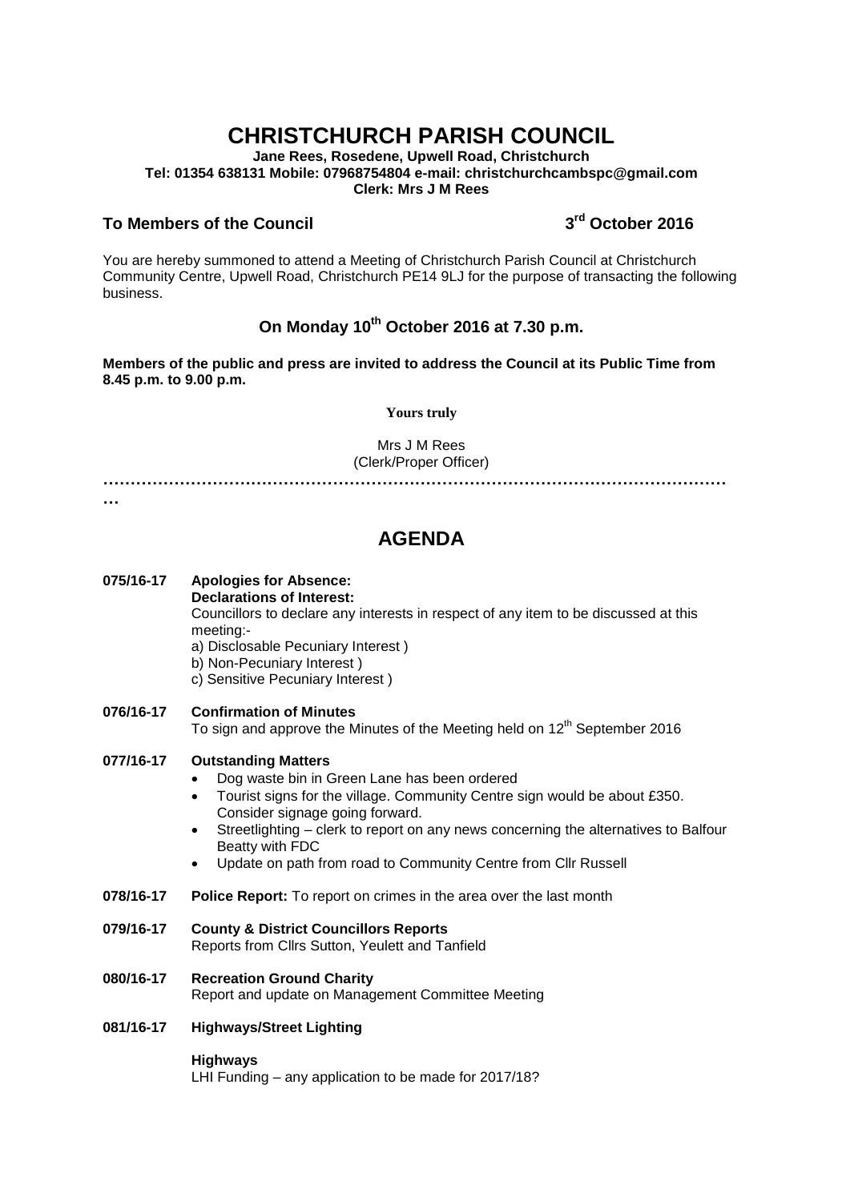# CHRISTCHURCH PARISH COUNCIL

**Jane Rees, Rosedene, Upwell Road, Christchurch**
**Tel: 01354 638131 Mobile: 07968754804 e-mail: christchurchcambspc@gmail.com**
**Clerk: Mrs J M Rees**

**To Members of the Council** **3rd October 2016**

You are hereby summoned to attend a Meeting of Christchurch Parish Council at Christchurch Community Centre, Upwell Road, Christchurch PE14 9LJ for the purpose of transacting the following business.

## On Monday 10th October 2016 at 7.30 p.m.

**Members of the public and press are invited to address the Council at its Public Time from 8.45 p.m. to 9.00 p.m.**

**Yours truly**

Mrs J M Rees
(Clerk/Proper Officer)

…………………………………………………………………………………………………………

## AGENDA

**075/16-17 Apologies for Absence:**
**Declarations of Interest:**
Councillors to declare any interests in respect of any item to be discussed at this meeting:-
a) Disclosable Pecuniary Interest )
b) Non-Pecuniary Interest )
c) Sensitive Pecuniary Interest )

**076/16-17 Confirmation of Minutes**
To sign and approve the Minutes of the Meeting held on 12th September 2016

**077/16-17 Outstanding Matters**

- Dog waste bin in Green Lane has been ordered
- Tourist signs for the village. Community Centre sign would be about £350. Consider signage going forward.
- Streetlighting – clerk to report on any news concerning the alternatives to Balfour Beatty with FDC
- Update on path from road to Community Centre from Cllr Russell

**078/16-17 Police Report:** To report on crimes in the area over the last month

**079/16-17 County & District Councillors Reports**
Reports from Cllrs Sutton, Yeulett and Tanfield

**080/16-17 Recreation Ground Charity**
Report and update on Management Committee Meeting

**081/16-17 Highways/Street Lighting**

**Highways**
LHI Funding – any application to be made for 2017/18?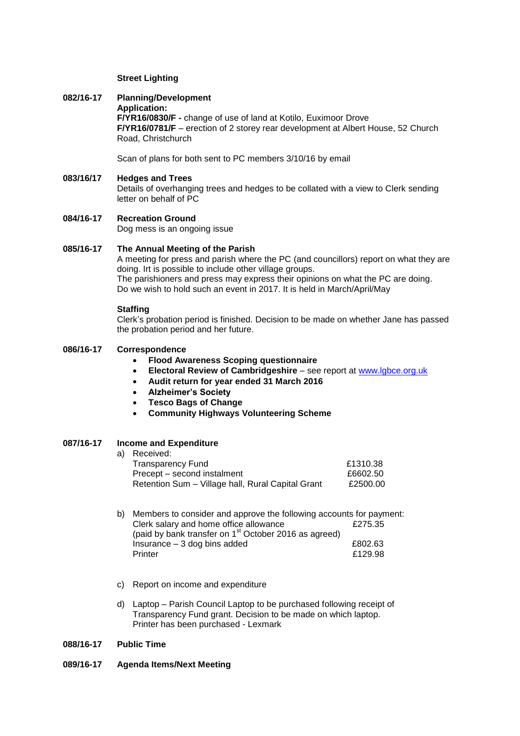**Street Lighting**

**082/16-17 Planning/Development**

**Application:**

**F/YR16/0830/F -** change of use of land at Kotilo, Euximoor Drove

**F/YR16/0781/F** – erection of 2 storey rear development at Albert House, 52 Church Road, Christchurch

Scan of plans for both sent to PC members 3/10/16 by email

**083/16/17 Hedges and Trees**

Details of overhanging trees and hedges to be collated with a view to Clerk sending letter on behalf of PC

**084/16-17 Recreation Ground**

Dog mess is an ongoing issue

**085/16-17 The Annual Meeting of the Parish**

A meeting for press and parish where the PC (and councillors) report on what they are doing. Irt is possible to include other village groups.
The parishioners and press may express their opinions on what the PC are doing.
Do we wish to hold such an event in 2017. It is held in March/April/May

**Staffing**

Clerk's probation period is finished. Decision to be made on whether Jane has passed the probation period and her future.

**086/16-17 Correspondence**

- **Flood Awareness Scoping questionnaire**
- **Electoral Review of Cambridgeshire** – see report at www.lgbce.org.uk
- **Audit return for year ended 31 March 2016**
- **Alzheimer's Society**
- **Tesco Bags of Change**
- **Community Highways Volunteering Scheme**

**087/16-17 Income and Expenditure**

a) Received:

| | |
|---|---|
| Transparency Fund | £1310.38 |
| Precept – second instalment | £6602.50 |
| Retention Sum – Village hall, Rural Capital Grant | £2500.00 |

b) Members to consider and approve the following accounts for payment:

| | |
|---|---|
| Clerk salary and home office allowance (paid by bank transfer on 1st October 2016 as agreed) | £275.35 |
| Insurance – 3 dog bins added | £802.63 |
| Printer | £129.98 |

c) Report on income and expenditure

d) Laptop – Parish Council Laptop to be purchased following receipt of Transparency Fund grant. Decision to be made on which laptop.
Printer has been purchased - Lexmark

**088/16-17 Public Time**

**089/16-17 Agenda Items/Next Meeting**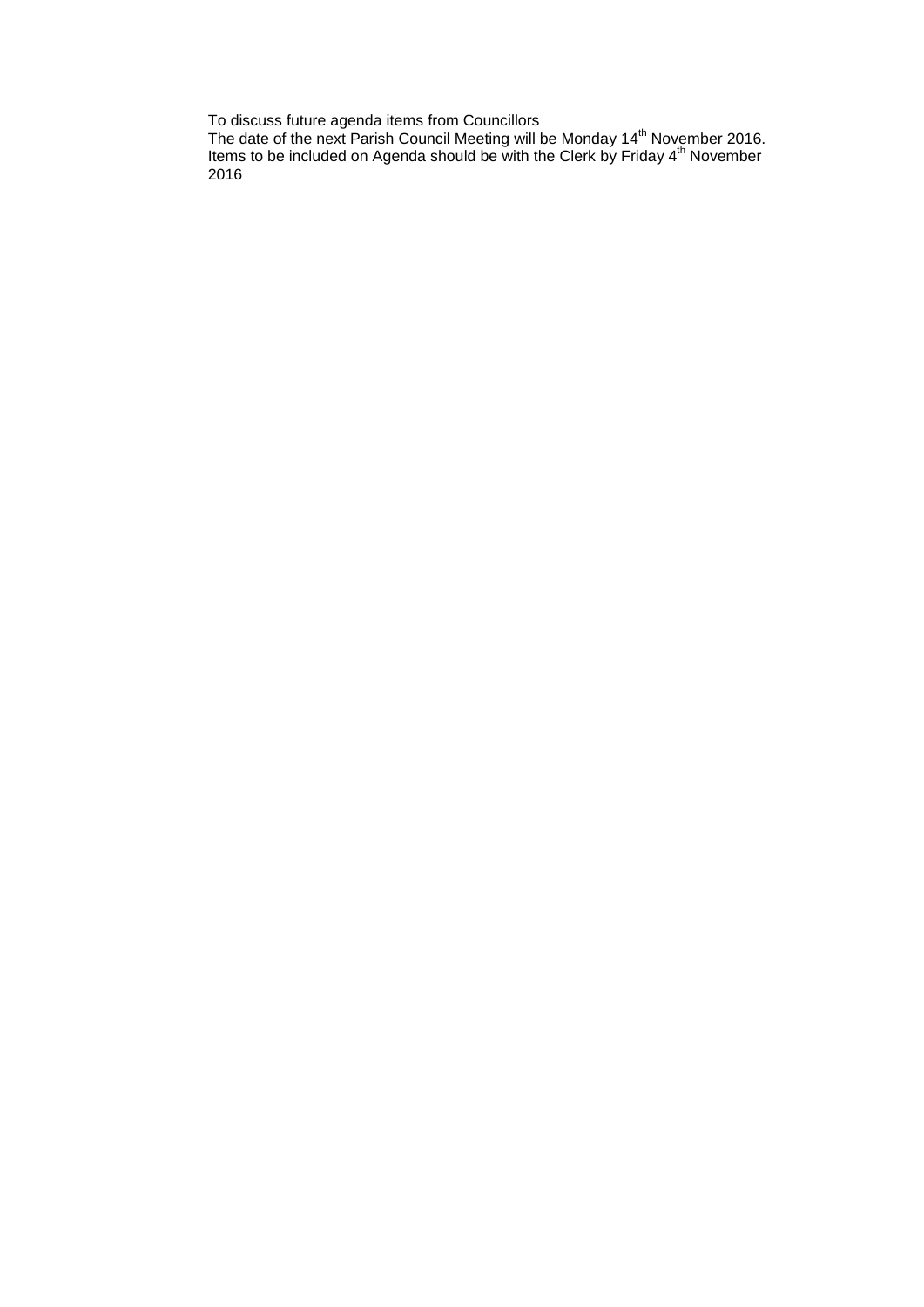To discuss future agenda items from Councillors
The date of the next Parish Council Meeting will be Monday 14th November 2016.
Items to be included on Agenda should be with the Clerk by Friday 4th November 2016